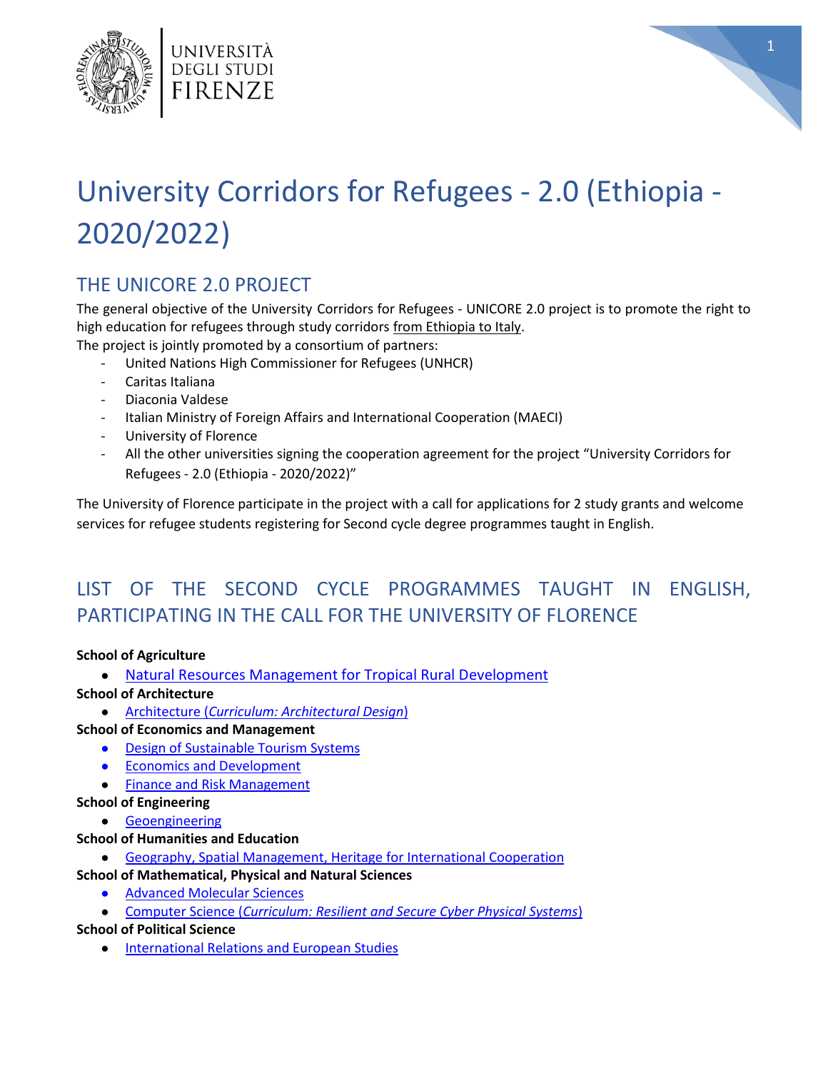# University Corridors for Refugees - 2.0 (Ethiopia - 2020/2022)

## THE UNICORE 2.0 PROJECT

The general objective of the University Corridors for Refugees - UNICORE 2.0 project is to promote the right to high education for refugees through study corridors from Ethiopia to Italy.
The project is jointly promoted by a consortium of partners:

- United Nations High Commissioner for Refugees (UNHCR)
- Caritas Italiana
- Diaconia Valdese
- Italian Ministry of Foreign Affairs and International Cooperation (MAECI)
- University of Florence
- All the other universities signing the cooperation agreement for the project "University Corridors for Refugees - 2.0 (Ethiopia - 2020/2022)"

The University of Florence participate in the project with a call for applications for 2 study grants and welcome services for refugee students registering for Second cycle degree programmes taught in English.

## LIST OF THE SECOND CYCLE PROGRAMMES TAUGHT IN ENGLISH, PARTICIPATING IN THE CALL FOR THE UNIVERSITY OF FLORENCE

**School of Agriculture**

- Natural Resources Management for Tropical Rural Development

**School of Architecture**

- Architecture (*Curriculum: Architectural Design*)

**School of Economics and Management**

- Design of Sustainable Tourism Systems
- Economics and Development
- Finance and Risk Management

**School of Engineering**

- Geoengineering

**School of Humanities and Education**

- Geography, Spatial Management, Heritage for International Cooperation

**School of Mathematical, Physical and Natural Sciences**

- Advanced Molecular Sciences
- Computer Science (*Curriculum: Resilient and Secure Cyber Physical Systems*)

**School of Political Science**

- International Relations and European Studies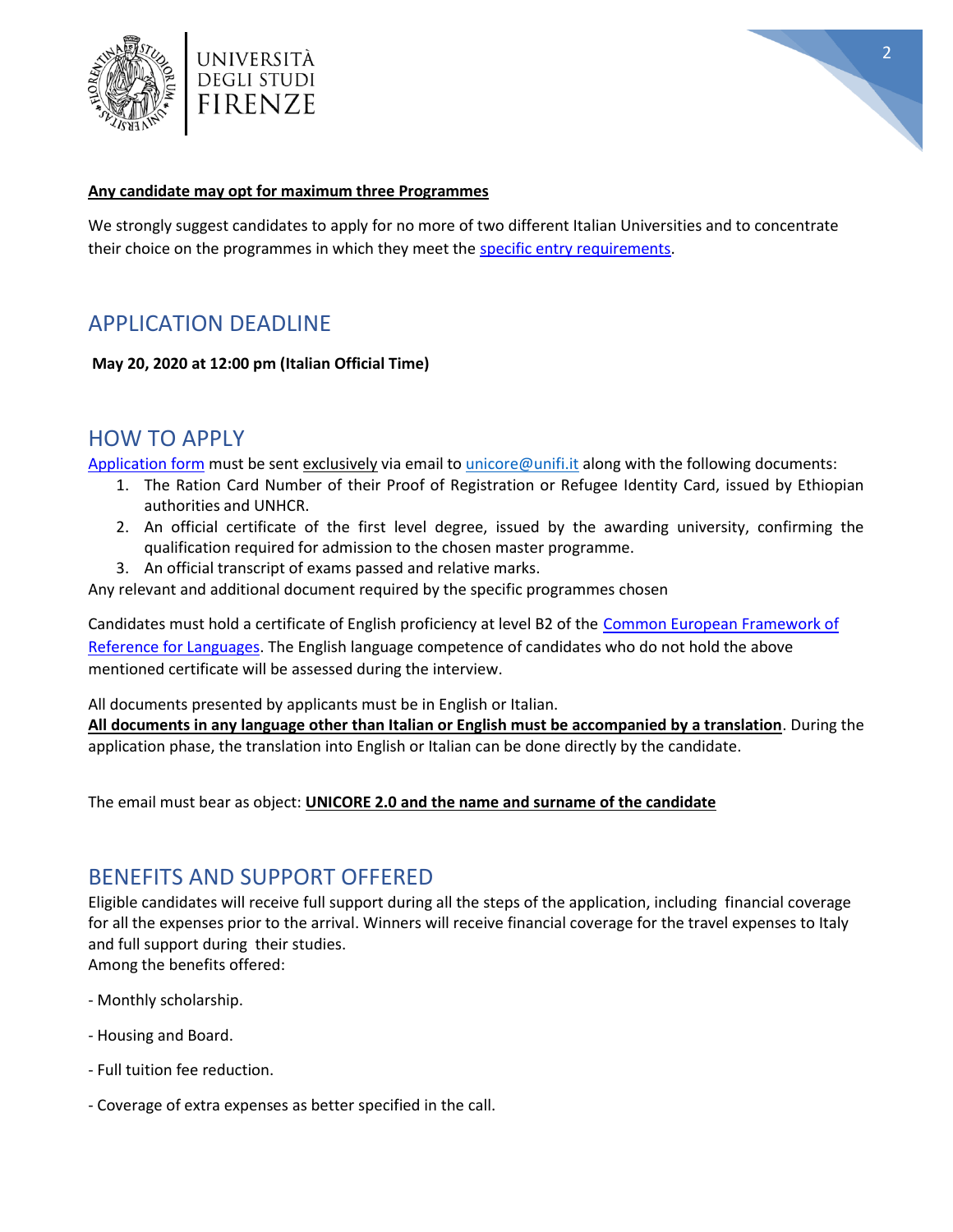**<u>Any candidate may opt for maximum three Programmes</u>**

We strongly suggest candidates to apply for no more of two different Italian Universities and to concentrate their choice on the programmes in which they meet the specific entry requirements.

## APPLICATION DEADLINE

**May 20, 2020 at 12:00 pm (Italian Official Time)**

## HOW TO APPLY

Application form must be sent <u>exclusively</u> via email to unicore@unifi.it along with the following documents:

1. The Ration Card Number of their Proof of Registration or Refugee Identity Card, issued by Ethiopian authorities and UNHCR.
2. An official certificate of the first level degree, issued by the awarding university, confirming the qualification required for admission to the chosen master programme.
3. An official transcript of exams passed and relative marks.

Any relevant and additional document required by the specific programmes chosen

Candidates must hold a certificate of English proficiency at level B2 of the Common European Framework of Reference for Languages. The English language competence of candidates who do not hold the above mentioned certificate will be assessed during the interview.

All documents presented by applicants must be in English or Italian.
**<u>All documents in any language other than Italian or English must be accompanied by a translation</u>**. During the application phase, the translation into English or Italian can be done directly by the candidate.

The email must bear as object: **<u>UNICORE 2.0 and the name and surname of the candidate</u>**

## BENEFITS AND SUPPORT OFFERED

Eligible candidates will receive full support during all the steps of the application, including financial coverage for all the expenses prior to the arrival. Winners will receive financial coverage for the travel expenses to Italy and full support during their studies.
Among the benefits offered:

- Monthly scholarship.
- Housing and Board.
- Full tuition fee reduction.
- Coverage of extra expenses as better specified in the call.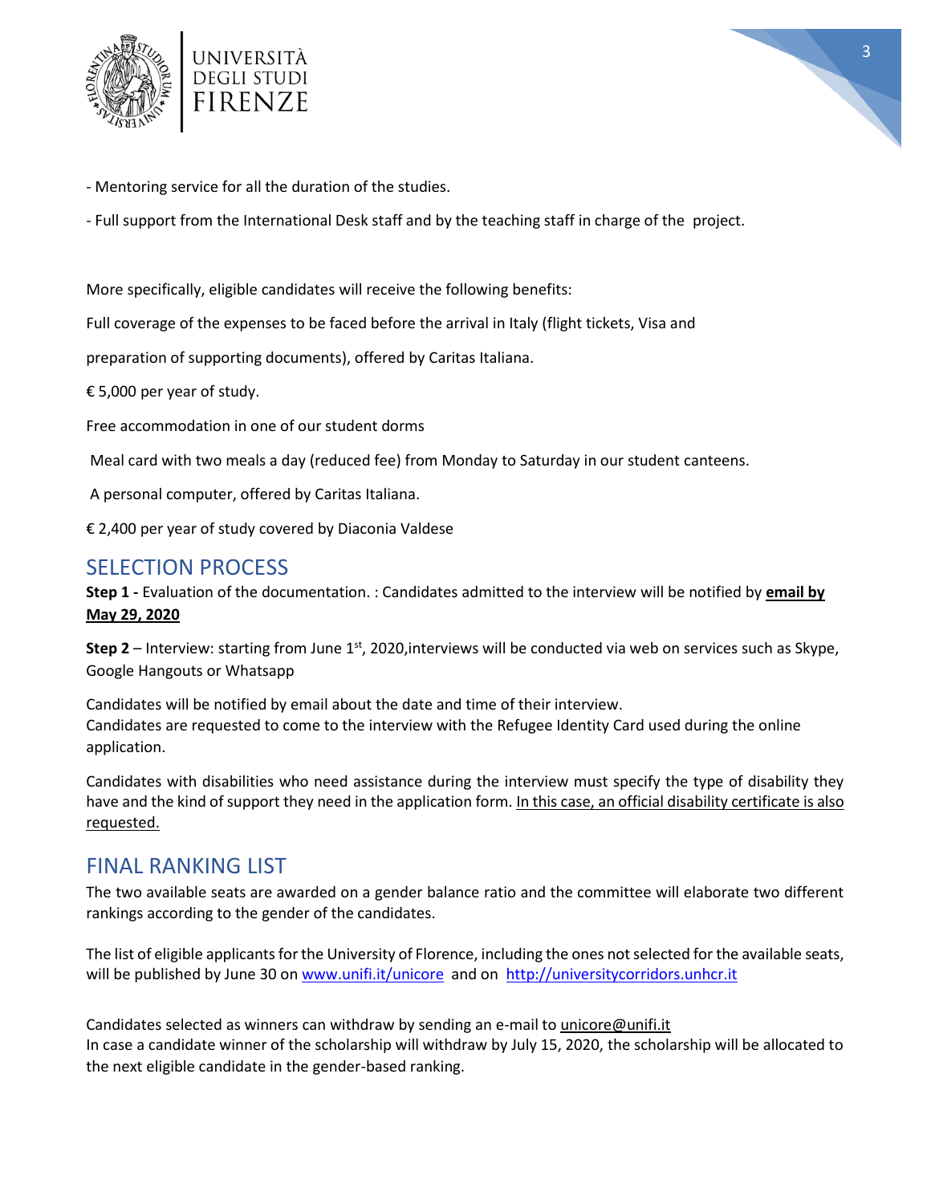- Mentoring service for all the duration of the studies.

- Full support from the International Desk staff and by the teaching staff in charge of the project.

More specifically, eligible candidates will receive the following benefits:

Full coverage of the expenses to be faced before the arrival in Italy (flight tickets, Visa and

preparation of supporting documents), offered by Caritas Italiana.

€ 5,000 per year of study.

Free accommodation in one of our student dorms

Meal card with two meals a day (reduced fee) from Monday to Saturday in our student canteens.

A personal computer, offered by Caritas Italiana.

€ 2,400 per year of study covered by Diaconia Valdese

## SELECTION PROCESS

**Step 1 -** Evaluation of the documentation. : Candidates admitted to the interview will be notified by **email by May 29, 2020**

**Step 2** – Interview: starting from June 1st, 2020,interviews will be conducted via web on services such as Skype, Google Hangouts or Whatsapp

Candidates will be notified by email about the date and time of their interview.
Candidates are requested to come to the interview with the Refugee Identity Card used during the online application.

Candidates with disabilities who need assistance during the interview must specify the type of disability they have and the kind of support they need in the application form. In this case, an official disability certificate is also requested.

## FINAL RANKING LIST

The two available seats are awarded on a gender balance ratio and the committee will elaborate two different rankings according to the gender of the candidates.

The list of eligible applicants for the University of Florence, including the ones not selected for the available seats, will be published by June 30 on www.unifi.it/unicore and on http://universitycorridors.unhcr.it

Candidates selected as winners can withdraw by sending an e-mail to unicore@unifi.it
In case a candidate winner of the scholarship will withdraw by July 15, 2020, the scholarship will be allocated to the next eligible candidate in the gender-based ranking.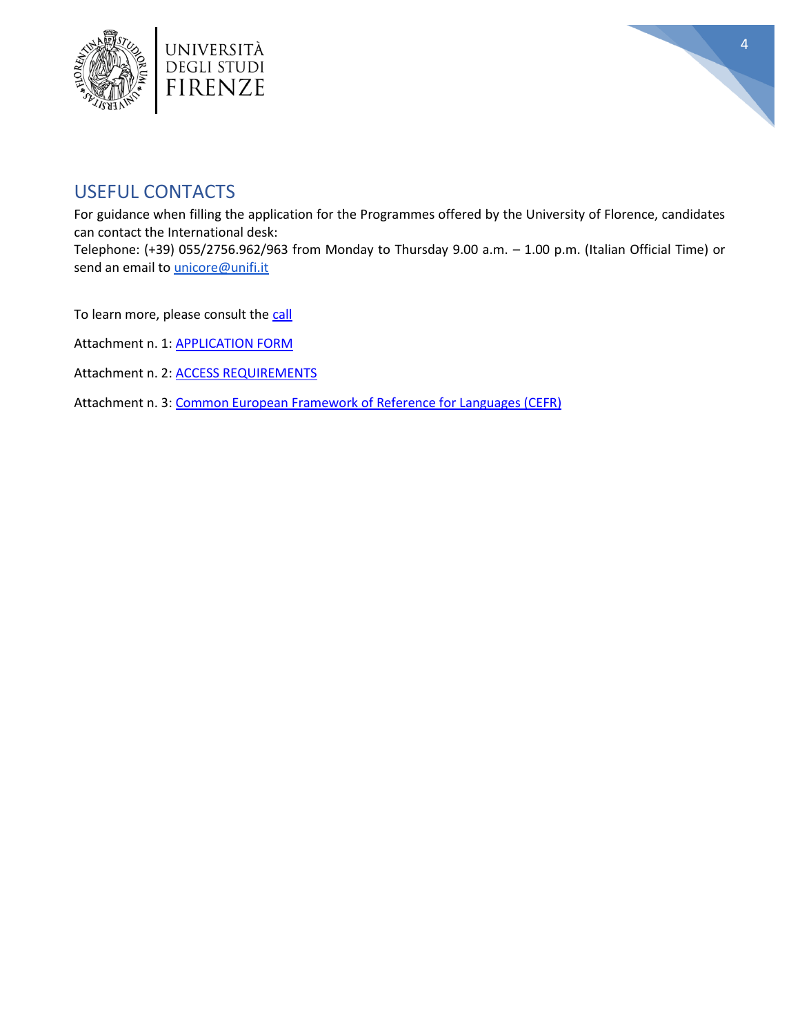## USEFUL CONTACTS

For guidance when filling the application for the Programmes offered by the University of Florence, candidates can contact the International desk:
Telephone: (+39) 055/2756.962/963 from Monday to Thursday 9.00 a.m. – 1.00 p.m. (Italian Official Time) or send an email to unicore@unifi.it

To learn more, please consult the call

Attachment n. 1: APPLICATION FORM

Attachment n. 2: ACCESS REQUIREMENTS

Attachment n. 3: Common European Framework of Reference for Languages (CEFR)